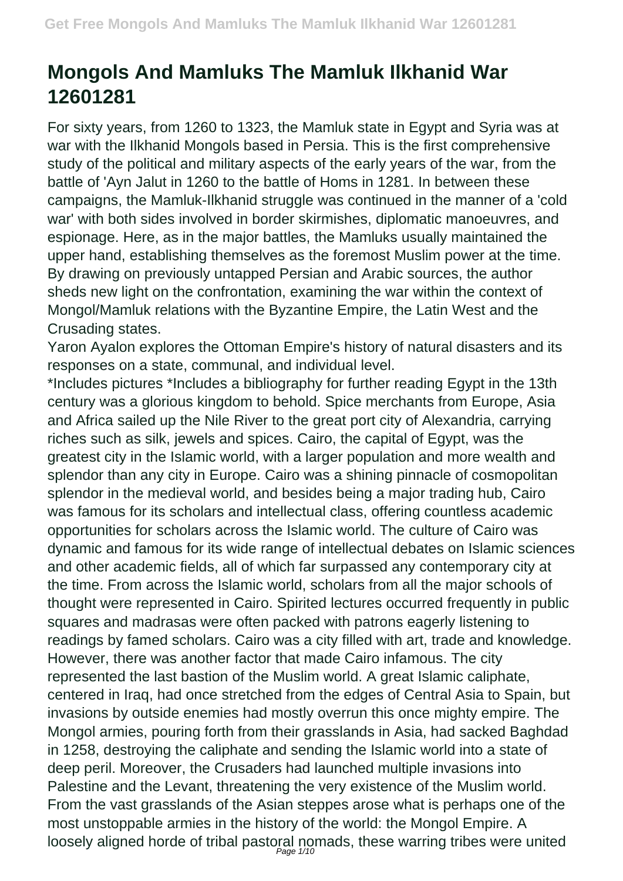# Mongols And Mamluks The Mamluk Ilkhanid War 12601281

For sixty years, from 1260 to 1323, the Mamluk state in Egypt and Syria was at war with the Ilkhanid Mongols based in Persia. This is the first comprehensive study of the political and military aspects of the early years of the war, from the battle of 'Ayn Jalut in 1260 to the battle of Homs in 1281. In between these campaigns, the Mamluk-Ilkhanid struggle was continued in the manner of a 'cold war' with both sides involved in border skirmishes, diplomatic manoeuvres, and espionage. Here, as in the major battles, the Mamluks usually maintained the upper hand, establishing themselves as the foremost Muslim power at the time. By drawing on previously untapped Persian and Arabic sources, the author sheds new light on the confrontation, examining the war within the context of Mongol/Mamluk relations with the Byzantine Empire, the Latin West and the Crusading states.

Yaron Ayalon explores the Ottoman Empire's history of natural disasters and its responses on a state, communal, and individual level.

*Includes pictures *Includes a bibliography for further reading Egypt in the 13th century was a glorious kingdom to behold. Spice merchants from Europe, Asia and Africa sailed up the Nile River to the great port city of Alexandria, carrying riches such as silk, jewels and spices. Cairo, the capital of Egypt, was the greatest city in the Islamic world, with a larger population and more wealth and splendor than any city in Europe. Cairo was a shining pinnacle of cosmopolitan splendor in the medieval world, and besides being a major trading hub, Cairo was famous for its scholars and intellectual class, offering countless academic opportunities for scholars across the Islamic world. The culture of Cairo was dynamic and famous for its wide range of intellectual debates on Islamic sciences and other academic fields, all of which far surpassed any contemporary city at the time. From across the Islamic world, scholars from all the major schools of thought were represented in Cairo. Spirited lectures occurred frequently in public squares and madrasas were often packed with patrons eagerly listening to readings by famed scholars. Cairo was a city filled with art, trade and knowledge. However, there was another factor that made Cairo infamous. The city represented the last bastion of the Muslim world. A great Islamic caliphate, centered in Iraq, had once stretched from the edges of Central Asia to Spain, but invasions by outside enemies had mostly overrun this once mighty empire. The Mongol armies, pouring forth from their grasslands in Asia, had sacked Baghdad in 1258, destroying the caliphate and sending the Islamic world into a state of deep peril. Moreover, the Crusaders had launched multiple invasions into Palestine and the Levant, threatening the very existence of the Muslim world. From the vast grasslands of the Asian steppes arose what is perhaps one of the most unstoppable armies in the history of the world: the Mongol Empire. A loosely aligned horde of tribal pastoral nomads, these warring tribes were united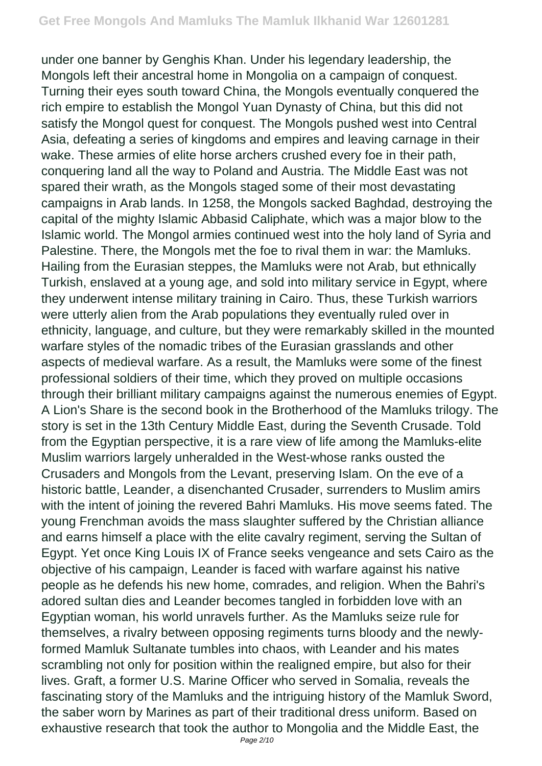under one banner by Genghis Khan. Under his legendary leadership, the Mongols left their ancestral home in Mongolia on a campaign of conquest. Turning their eyes south toward China, the Mongols eventually conquered the rich empire to establish the Mongol Yuan Dynasty of China, but this did not satisfy the Mongol quest for conquest. The Mongols pushed west into Central Asia, defeating a series of kingdoms and empires and leaving carnage in their wake. These armies of elite horse archers crushed every foe in their path, conquering land all the way to Poland and Austria. The Middle East was not spared their wrath, as the Mongols staged some of their most devastating campaigns in Arab lands. In 1258, the Mongols sacked Baghdad, destroying the capital of the mighty Islamic Abbasid Caliphate, which was a major blow to the Islamic world. The Mongol armies continued west into the holy land of Syria and Palestine. There, the Mongols met the foe to rival them in war: the Mamluks. Hailing from the Eurasian steppes, the Mamluks were not Arab, but ethnically Turkish, enslaved at a young age, and sold into military service in Egypt, where they underwent intense military training in Cairo. Thus, these Turkish warriors were utterly alien from the Arab populations they eventually ruled over in ethnicity, language, and culture, but they were remarkably skilled in the mounted warfare styles of the nomadic tribes of the Eurasian grasslands and other aspects of medieval warfare. As a result, the Mamluks were some of the finest professional soldiers of their time, which they proved on multiple occasions through their brilliant military campaigns against the numerous enemies of Egypt. A Lion's Share is the second book in the Brotherhood of the Mamluks trilogy. The story is set in the 13th Century Middle East, during the Seventh Crusade. Told from the Egyptian perspective, it is a rare view of life among the Mamluks-elite Muslim warriors largely unheralded in the West-whose ranks ousted the Crusaders and Mongols from the Levant, preserving Islam. On the eve of a historic battle, Leander, a disenchanted Crusader, surrenders to Muslim amirs with the intent of joining the revered Bahri Mamluks. His move seems fated. The young Frenchman avoids the mass slaughter suffered by the Christian alliance and earns himself a place with the elite cavalry regiment, serving the Sultan of Egypt. Yet once King Louis IX of France seeks vengeance and sets Cairo as the objective of his campaign, Leander is faced with warfare against his native people as he defends his new home, comrades, and religion. When the Bahri's adored sultan dies and Leander becomes tangled in forbidden love with an Egyptian woman, his world unravels further. As the Mamluks seize rule for themselves, a rivalry between opposing regiments turns bloody and the newly-formed Mamluk Sultanate tumbles into chaos, with Leander and his mates scrambling not only for position within the realigned empire, but also for their lives. Graft, a former U.S. Marine Officer who served in Somalia, reveals the fascinating story of the Mamluks and the intriguing history of the Mamluk Sword, the saber worn by Marines as part of their traditional dress uniform. Based on exhaustive research that took the author to Mongolia and the Middle East, the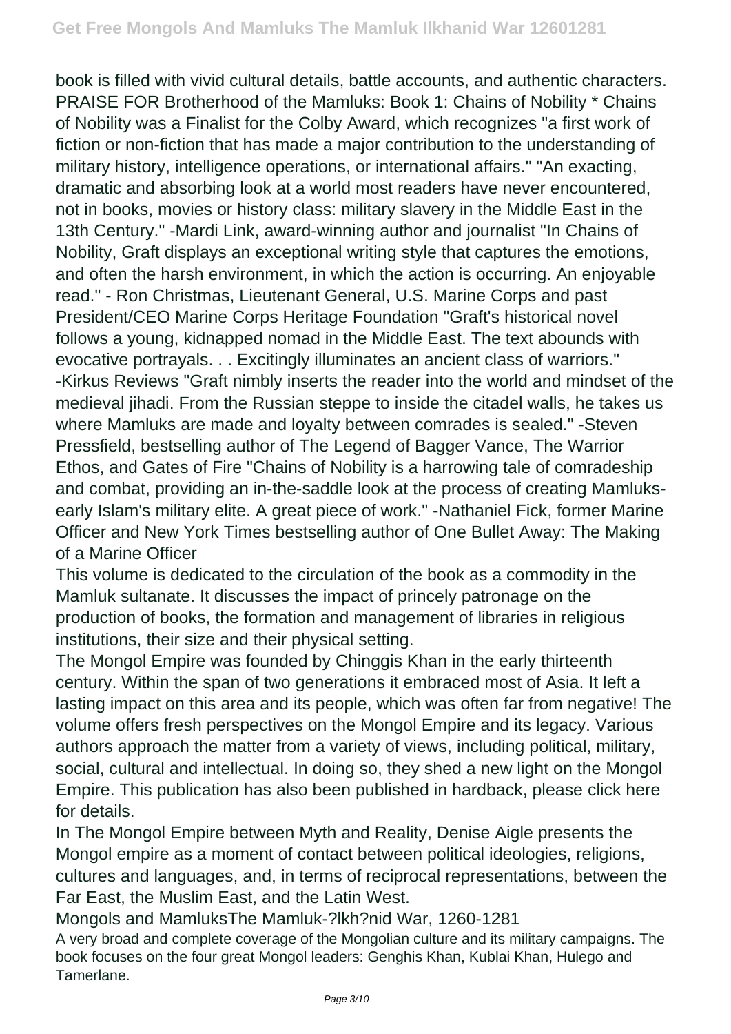book is filled with vivid cultural details, battle accounts, and authentic characters. PRAISE FOR Brotherhood of the Mamluks: Book 1: Chains of Nobility * Chains of Nobility was a Finalist for the Colby Award, which recognizes "a first work of fiction or non-fiction that has made a major contribution to the understanding of military history, intelligence operations, or international affairs." "An exacting, dramatic and absorbing look at a world most readers have never encountered, not in books, movies or history class: military slavery in the Middle East in the 13th Century." -Mardi Link, award-winning author and journalist "In Chains of Nobility, Graft displays an exceptional writing style that captures the emotions, and often the harsh environment, in which the action is occurring. An enjoyable read." - Ron Christmas, Lieutenant General, U.S. Marine Corps and past President/CEO Marine Corps Heritage Foundation "Graft's historical novel follows a young, kidnapped nomad in the Middle East. The text abounds with evocative portrayals. . . Excitingly illuminates an ancient class of warriors." -Kirkus Reviews "Graft nimbly inserts the reader into the world and mindset of the medieval jihadi. From the Russian steppe to inside the citadel walls, he takes us where Mamluks are made and loyalty between comrades is sealed." -Steven Pressfield, bestselling author of The Legend of Bagger Vance, The Warrior Ethos, and Gates of Fire "Chains of Nobility is a harrowing tale of comradeship and combat, providing an in-the-saddle look at the process of creating Mamluks-early Islam's military elite. A great piece of work." -Nathaniel Fick, former Marine Officer and New York Times bestselling author of One Bullet Away: The Making of a Marine Officer

This volume is dedicated to the circulation of the book as a commodity in the Mamluk sultanate. It discusses the impact of princely patronage on the production of books, the formation and management of libraries in religious institutions, their size and their physical setting.

The Mongol Empire was founded by Chinggis Khan in the early thirteenth century. Within the span of two generations it embraced most of Asia. It left a lasting impact on this area and its people, which was often far from negative! The volume offers fresh perspectives on the Mongol Empire and its legacy. Various authors approach the matter from a variety of views, including political, military, social, cultural and intellectual. In doing so, they shed a new light on the Mongol Empire. This publication has also been published in hardback, please click here for details.

In The Mongol Empire between Myth and Reality, Denise Aigle presents the Mongol empire as a moment of contact between political ideologies, religions, cultures and languages, and, in terms of reciprocal representations, between the Far East, the Muslim East, and the Latin West.

Mongols and MamluksThe Mamluk-?lkh?nid War, 1260-1281

A very broad and complete coverage of the Mongolian culture and its military campaigns. The book focuses on the four great Mongol leaders: Genghis Khan, Kublai Khan, Hulego and Tamerlane.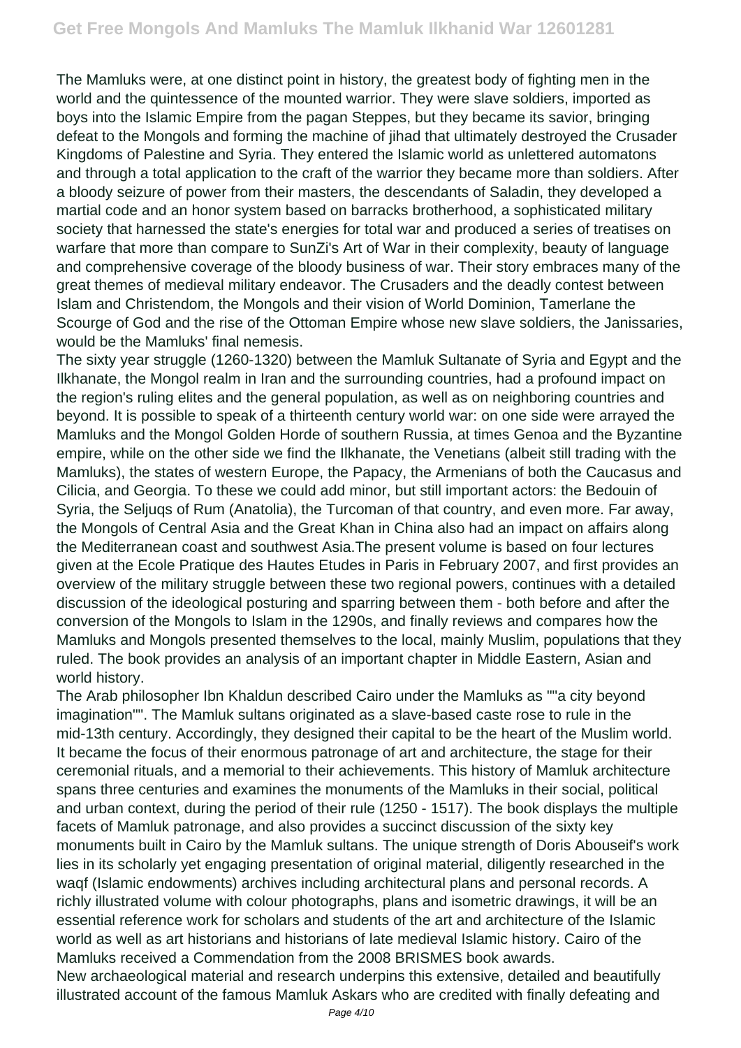The Mamluks were, at one distinct point in history, the greatest body of fighting men in the world and the quintessence of the mounted warrior. They were slave soldiers, imported as boys into the Islamic Empire from the pagan Steppes, but they became its savior, bringing defeat to the Mongols and forming the machine of jihad that ultimately destroyed the Crusader Kingdoms of Palestine and Syria. They entered the Islamic world as unlettered automatons and through a total application to the craft of the warrior they became more than soldiers. After a bloody seizure of power from their masters, the descendants of Saladin, they developed a martial code and an honor system based on barracks brotherhood, a sophisticated military society that harnessed the state's energies for total war and produced a series of treatises on warfare that more than compare to SunZi's Art of War in their complexity, beauty of language and comprehensive coverage of the bloody business of war. Their story embraces many of the great themes of medieval military endeavor. The Crusaders and the deadly contest between Islam and Christendom, the Mongols and their vision of World Dominion, Tamerlane the Scourge of God and the rise of the Ottoman Empire whose new slave soldiers, the Janissaries, would be the Mamluks' final nemesis.

The sixty year struggle (1260-1320) between the Mamluk Sultanate of Syria and Egypt and the Ilkhanate, the Mongol realm in Iran and the surrounding countries, had a profound impact on the region's ruling elites and the general population, as well as on neighboring countries and beyond. It is possible to speak of a thirteenth century world war: on one side were arrayed the Mamluks and the Mongol Golden Horde of southern Russia, at times Genoa and the Byzantine empire, while on the other side we find the Ilkhanate, the Venetians (albeit still trading with the Mamluks), the states of western Europe, the Papacy, the Armenians of both the Caucasus and Cilicia, and Georgia. To these we could add minor, but still important actors: the Bedouin of Syria, the Seljuqs of Rum (Anatolia), the Turcoman of that country, and even more. Far away, the Mongols of Central Asia and the Great Khan in China also had an impact on affairs along the Mediterranean coast and southwest Asia.The present volume is based on four lectures given at the Ecole Pratique des Hautes Etudes in Paris in February 2007, and first provides an overview of the military struggle between these two regional powers, continues with a detailed discussion of the ideological posturing and sparring between them - both before and after the conversion of the Mongols to Islam in the 1290s, and finally reviews and compares how the Mamluks and Mongols presented themselves to the local, mainly Muslim, populations that they ruled. The book provides an analysis of an important chapter in Middle Eastern, Asian and world history.

The Arab philosopher Ibn Khaldun described Cairo under the Mamluks as ""a city beyond imagination"". The Mamluk sultans originated as a slave-based caste rose to rule in the mid-13th century. Accordingly, they designed their capital to be the heart of the Muslim world. It became the focus of their enormous patronage of art and architecture, the stage for their ceremonial rituals, and a memorial to their achievements. This history of Mamluk architecture spans three centuries and examines the monuments of the Mamluks in their social, political and urban context, during the period of their rule (1250 - 1517). The book displays the multiple facets of Mamluk patronage, and also provides a succinct discussion of the sixty key monuments built in Cairo by the Mamluk sultans. The unique strength of Doris Abouseif's work lies in its scholarly yet engaging presentation of original material, diligently researched in the waqf (Islamic endowments) archives including architectural plans and personal records. A richly illustrated volume with colour photographs, plans and isometric drawings, it will be an essential reference work for scholars and students of the art and architecture of the Islamic world as well as art historians and historians of late medieval Islamic history. Cairo of the Mamluks received a Commendation from the 2008 BRISMES book awards.

New archaeological material and research underpins this extensive, detailed and beautifully illustrated account of the famous Mamluk Askars who are credited with finally defeating and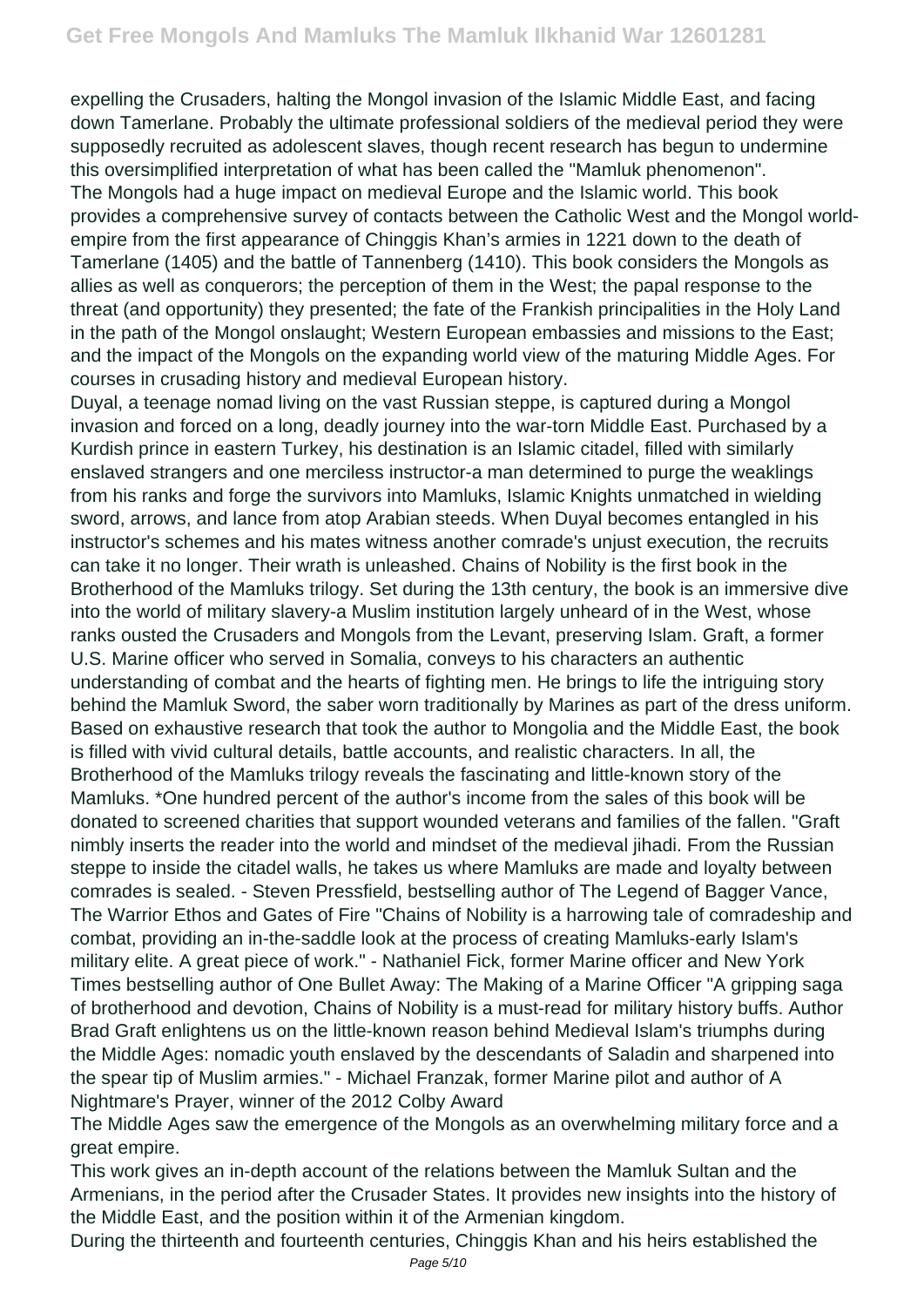expelling the Crusaders, halting the Mongol invasion of the Islamic Middle East, and facing down Tamerlane. Probably the ultimate professional soldiers of the medieval period they were supposedly recruited as adolescent slaves, though recent research has begun to undermine this oversimplified interpretation of what has been called the "Mamluk phenomenon".

The Mongols had a huge impact on medieval Europe and the Islamic world. This book provides a comprehensive survey of contacts between the Catholic West and the Mongol world-empire from the first appearance of Chinggis Khan's armies in 1221 down to the death of Tamerlane (1405) and the battle of Tannenberg (1410). This book considers the Mongols as allies as well as conquerors; the perception of them in the West; the papal response to the threat (and opportunity) they presented; the fate of the Frankish principalities in the Holy Land in the path of the Mongol onslaught; Western European embassies and missions to the East; and the impact of the Mongols on the expanding world view of the maturing Middle Ages. For courses in crusading history and medieval European history.

Duyal, a teenage nomad living on the vast Russian steppe, is captured during a Mongol invasion and forced on a long, deadly journey into the war-torn Middle East. Purchased by a Kurdish prince in eastern Turkey, his destination is an Islamic citadel, filled with similarly enslaved strangers and one merciless instructor-a man determined to purge the weaklings from his ranks and forge the survivors into Mamluks, Islamic Knights unmatched in wielding sword, arrows, and lance from atop Arabian steeds. When Duyal becomes entangled in his instructor's schemes and his mates witness another comrade's unjust execution, the recruits can take it no longer. Their wrath is unleashed. Chains of Nobility is the first book in the Brotherhood of the Mamluks trilogy. Set during the 13th century, the book is an immersive dive into the world of military slavery-a Muslim institution largely unheard of in the West, whose ranks ousted the Crusaders and Mongols from the Levant, preserving Islam. Graft, a former U.S. Marine officer who served in Somalia, conveys to his characters an authentic understanding of combat and the hearts of fighting men. He brings to life the intriguing story behind the Mamluk Sword, the saber worn traditionally by Marines as part of the dress uniform. Based on exhaustive research that took the author to Mongolia and the Middle East, the book is filled with vivid cultural details, battle accounts, and realistic characters. In all, the Brotherhood of the Mamluks trilogy reveals the fascinating and little-known story of the Mamluks. *One hundred percent of the author's income from the sales of this book will be donated to screened charities that support wounded veterans and families of the fallen. "Graft nimbly inserts the reader into the world and mindset of the medieval jihadi. From the Russian steppe to inside the citadel walls, he takes us where Mamluks are made and loyalty between comrades is sealed. - Steven Pressfield, bestselling author of The Legend of Bagger Vance, The Warrior Ethos and Gates of Fire "Chains of Nobility is a harrowing tale of comradeship and combat, providing an in-the-saddle look at the process of creating Mamluks-early Islam's military elite. A great piece of work." - Nathaniel Fick, former Marine officer and New York Times bestselling author of One Bullet Away: The Making of a Marine Officer "A gripping saga of brotherhood and devotion, Chains of Nobility is a must-read for military history buffs. Author Brad Graft enlightens us on the little-known reason behind Medieval Islam's triumphs during the Middle Ages: nomadic youth enslaved by the descendants of Saladin and sharpened into the spear tip of Muslim armies." - Michael Franzak, former Marine pilot and author of A Nightmare's Prayer, winner of the 2012 Colby Award

The Middle Ages saw the emergence of the Mongols as an overwhelming military force and a great empire.

This work gives an in-depth account of the relations between the Mamluk Sultan and the Armenians, in the period after the Crusader States. It provides new insights into the history of the Middle East, and the position within it of the Armenian kingdom.

During the thirteenth and fourteenth centuries, Chinggis Khan and his heirs established the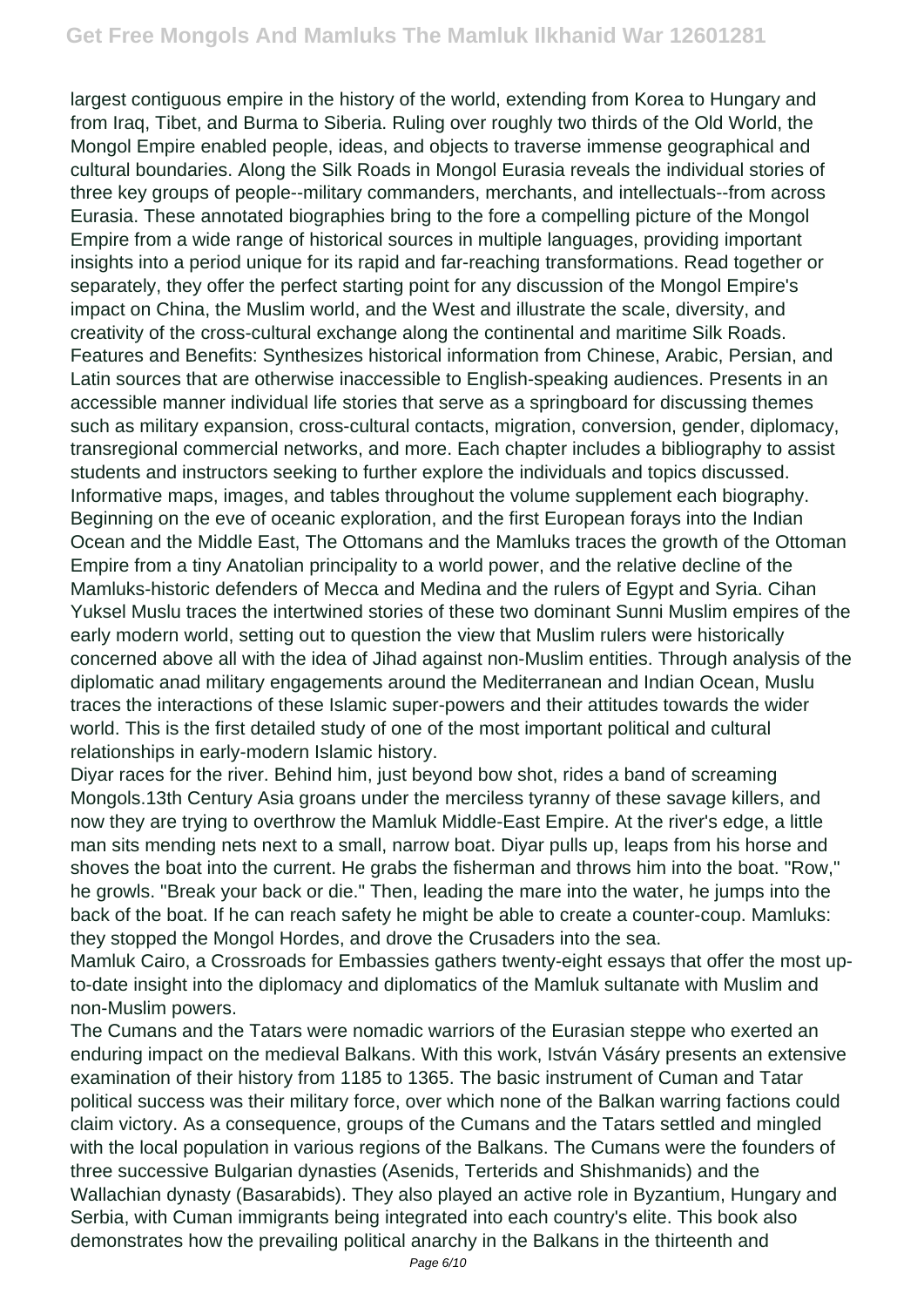largest contiguous empire in the history of the world, extending from Korea to Hungary and from Iraq, Tibet, and Burma to Siberia. Ruling over roughly two thirds of the Old World, the Mongol Empire enabled people, ideas, and objects to traverse immense geographical and cultural boundaries. Along the Silk Roads in Mongol Eurasia reveals the individual stories of three key groups of people--military commanders, merchants, and intellectuals--from across Eurasia. These annotated biographies bring to the fore a compelling picture of the Mongol Empire from a wide range of historical sources in multiple languages, providing important insights into a period unique for its rapid and far-reaching transformations. Read together or separately, they offer the perfect starting point for any discussion of the Mongol Empire's impact on China, the Muslim world, and the West and illustrate the scale, diversity, and creativity of the cross-cultural exchange along the continental and maritime Silk Roads. Features and Benefits: Synthesizes historical information from Chinese, Arabic, Persian, and Latin sources that are otherwise inaccessible to English-speaking audiences. Presents in an accessible manner individual life stories that serve as a springboard for discussing themes such as military expansion, cross-cultural contacts, migration, conversion, gender, diplomacy, transregional commercial networks, and more. Each chapter includes a bibliography to assist students and instructors seeking to further explore the individuals and topics discussed. Informative maps, images, and tables throughout the volume supplement each biography. Beginning on the eve of oceanic exploration, and the first European forays into the Indian Ocean and the Middle East, The Ottomans and the Mamluks traces the growth of the Ottoman Empire from a tiny Anatolian principality to a world power, and the relative decline of the Mamluks-historic defenders of Mecca and Medina and the rulers of Egypt and Syria. Cihan Yuksel Muslu traces the intertwined stories of these two dominant Sunni Muslim empires of the early modern world, setting out to question the view that Muslim rulers were historically concerned above all with the idea of Jihad against non-Muslim entities. Through analysis of the diplomatic anad military engagements around the Mediterranean and Indian Ocean, Muslu traces the interactions of these Islamic super-powers and their attitudes towards the wider world. This is the first detailed study of one of the most important political and cultural relationships in early-modern Islamic history.

Diyar races for the river. Behind him, just beyond bow shot, rides a band of screaming Mongols.13th Century Asia groans under the merciless tyranny of these savage killers, and now they are trying to overthrow the Mamluk Middle-East Empire. At the river's edge, a little man sits mending nets next to a small, narrow boat. Diyar pulls up, leaps from his horse and shoves the boat into the current. He grabs the fisherman and throws him into the boat. "Row," he growls. "Break your back or die." Then, leading the mare into the water, he jumps into the back of the boat. If he can reach safety he might be able to create a counter-coup. Mamluks: they stopped the Mongol Hordes, and drove the Crusaders into the sea.

Mamluk Cairo, a Crossroads for Embassies gathers twenty-eight essays that offer the most up-to-date insight into the diplomacy and diplomatics of the Mamluk sultanate with Muslim and non-Muslim powers.

The Cumans and the Tatars were nomadic warriors of the Eurasian steppe who exerted an enduring impact on the medieval Balkans. With this work, István Vásáry presents an extensive examination of their history from 1185 to 1365. The basic instrument of Cuman and Tatar political success was their military force, over which none of the Balkan warring factions could claim victory. As a consequence, groups of the Cumans and the Tatars settled and mingled with the local population in various regions of the Balkans. The Cumans were the founders of three successive Bulgarian dynasties (Asenids, Terterids and Shishmanids) and the Wallachian dynasty (Basarabids). They also played an active role in Byzantium, Hungary and Serbia, with Cuman immigrants being integrated into each country's elite. This book also demonstrates how the prevailing political anarchy in the Balkans in the thirteenth and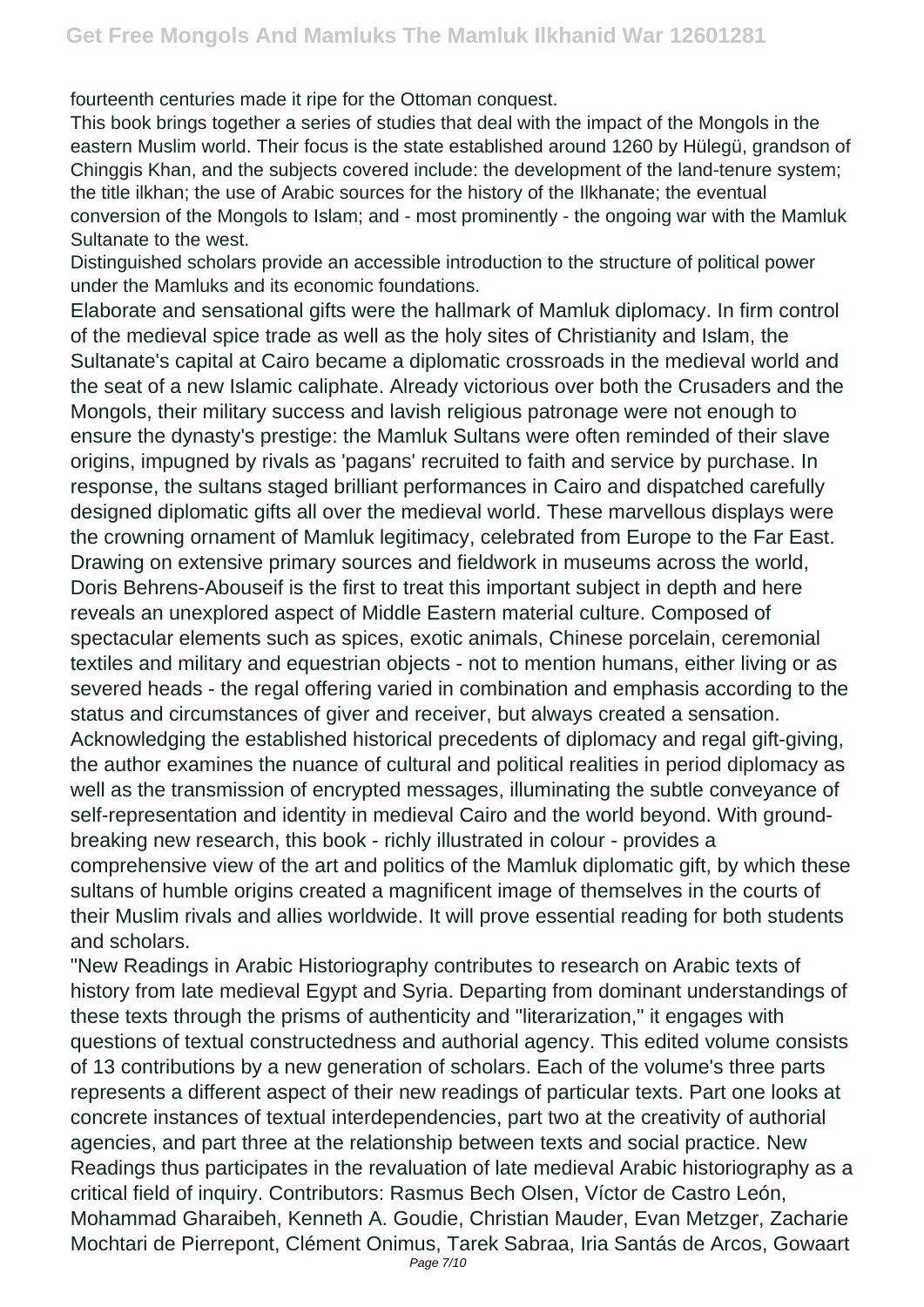fourteenth centuries made it ripe for the Ottoman conquest.

This book brings together a series of studies that deal with the impact of the Mongols in the eastern Muslim world. Their focus is the state established around 1260 by Hülegü, grandson of Chinggis Khan, and the subjects covered include: the development of the land-tenure system; the title ilkhan; the use of Arabic sources for the history of the Ilkhanate; the eventual conversion of the Mongols to Islam; and - most prominently - the ongoing war with the Mamluk Sultanate to the west.

Distinguished scholars provide an accessible introduction to the structure of political power under the Mamluks and its economic foundations.

Elaborate and sensational gifts were the hallmark of Mamluk diplomacy. In firm control of the medieval spice trade as well as the holy sites of Christianity and Islam, the Sultanate's capital at Cairo became a diplomatic crossroads in the medieval world and the seat of a new Islamic caliphate. Already victorious over both the Crusaders and the Mongols, their military success and lavish religious patronage were not enough to ensure the dynasty's prestige: the Mamluk Sultans were often reminded of their slave origins, impugned by rivals as 'pagans' recruited to faith and service by purchase. In response, the sultans staged brilliant performances in Cairo and dispatched carefully designed diplomatic gifts all over the medieval world. These marvellous displays were the crowning ornament of Mamluk legitimacy, celebrated from Europe to the Far East. Drawing on extensive primary sources and fieldwork in museums across the world, Doris Behrens-Abouseif is the first to treat this important subject in depth and here reveals an unexplored aspect of Middle Eastern material culture. Composed of spectacular elements such as spices, exotic animals, Chinese porcelain, ceremonial textiles and military and equestrian objects - not to mention humans, either living or as severed heads - the regal offering varied in combination and emphasis according to the status and circumstances of giver and receiver, but always created a sensation. Acknowledging the established historical precedents of diplomacy and regal gift-giving, the author examines the nuance of cultural and political realities in period diplomacy as well as the transmission of encrypted messages, illuminating the subtle conveyance of self-representation and identity in medieval Cairo and the world beyond. With ground-breaking new research, this book - richly illustrated in colour - provides a comprehensive view of the art and politics of the Mamluk diplomatic gift, by which these sultans of humble origins created a magnificent image of themselves in the courts of their Muslim rivals and allies worldwide. It will prove essential reading for both students and scholars.

"New Readings in Arabic Historiography contributes to research on Arabic texts of history from late medieval Egypt and Syria. Departing from dominant understandings of these texts through the prisms of authenticity and "literarization," it engages with questions of textual constructedness and authorial agency. This edited volume consists of 13 contributions by a new generation of scholars. Each of the volume's three parts represents a different aspect of their new readings of particular texts. Part one looks at concrete instances of textual interdependencies, part two at the creativity of authorial agencies, and part three at the relationship between texts and social practice. New Readings thus participates in the revaluation of late medieval Arabic historiography as a critical field of inquiry. Contributors: Rasmus Bech Olsen, Víctor de Castro León, Mohammad Gharaibeh, Kenneth A. Goudie, Christian Mauder, Evan Metzger, Zacharie Mochtari de Pierrepont, Clément Onimus, Tarek Sabraa, Iria Santás de Arcos, Gowaart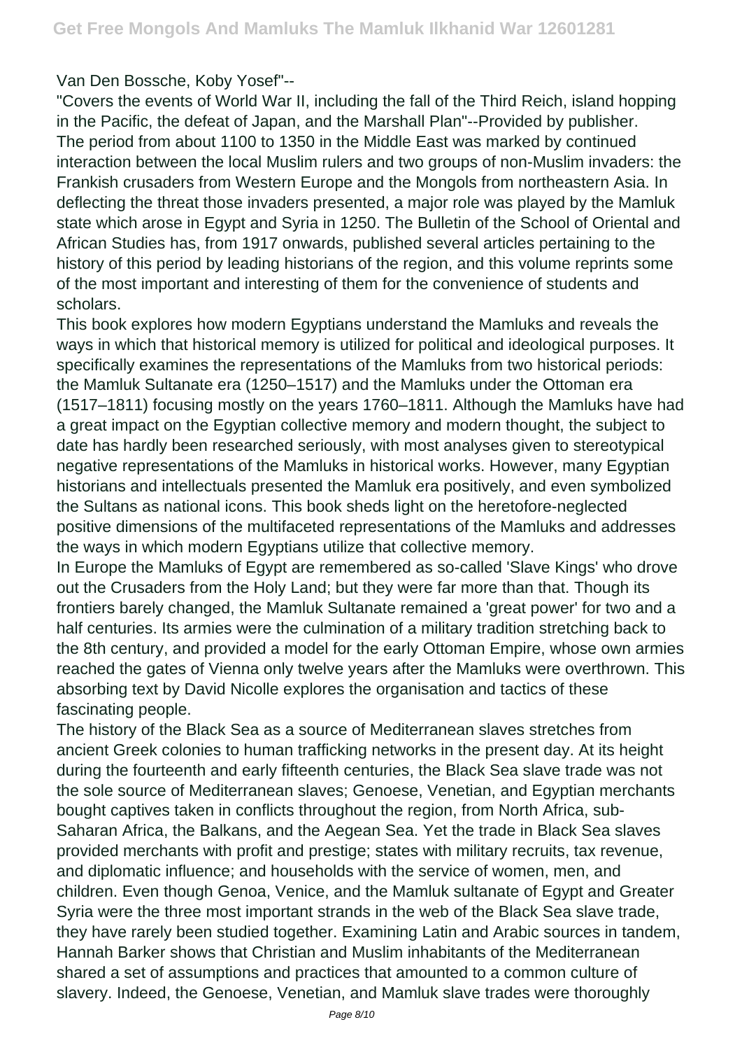Van Den Bossche, Koby Yosef"--

"Covers the events of World War II, including the fall of the Third Reich, island hopping in the Pacific, the defeat of Japan, and the Marshall Plan"--Provided by publisher.

The period from about 1100 to 1350 in the Middle East was marked by continued interaction between the local Muslim rulers and two groups of non-Muslim invaders: the Frankish crusaders from Western Europe and the Mongols from northeastern Asia. In deflecting the threat those invaders presented, a major role was played by the Mamluk state which arose in Egypt and Syria in 1250. The Bulletin of the School of Oriental and African Studies has, from 1917 onwards, published several articles pertaining to the history of this period by leading historians of the region, and this volume reprints some of the most important and interesting of them for the convenience of students and scholars.

This book explores how modern Egyptians understand the Mamluks and reveals the ways in which that historical memory is utilized for political and ideological purposes. It specifically examines the representations of the Mamluks from two historical periods: the Mamluk Sultanate era (1250–1517) and the Mamluks under the Ottoman era (1517–1811) focusing mostly on the years 1760–1811. Although the Mamluks have had a great impact on the Egyptian collective memory and modern thought, the subject to date has hardly been researched seriously, with most analyses given to stereotypical negative representations of the Mamluks in historical works. However, many Egyptian historians and intellectuals presented the Mamluk era positively, and even symbolized the Sultans as national icons. This book sheds light on the heretofore-neglected positive dimensions of the multifaceted representations of the Mamluks and addresses the ways in which modern Egyptians utilize that collective memory.

In Europe the Mamluks of Egypt are remembered as so-called 'Slave Kings' who drove out the Crusaders from the Holy Land; but they were far more than that. Though its frontiers barely changed, the Mamluk Sultanate remained a 'great power' for two and a half centuries. Its armies were the culmination of a military tradition stretching back to the 8th century, and provided a model for the early Ottoman Empire, whose own armies reached the gates of Vienna only twelve years after the Mamluks were overthrown. This absorbing text by David Nicolle explores the organisation and tactics of these fascinating people.

The history of the Black Sea as a source of Mediterranean slaves stretches from ancient Greek colonies to human trafficking networks in the present day. At its height during the fourteenth and early fifteenth centuries, the Black Sea slave trade was not the sole source of Mediterranean slaves; Genoese, Venetian, and Egyptian merchants bought captives taken in conflicts throughout the region, from North Africa, sub-Saharan Africa, the Balkans, and the Aegean Sea. Yet the trade in Black Sea slaves provided merchants with profit and prestige; states with military recruits, tax revenue, and diplomatic influence; and households with the service of women, men, and children. Even though Genoa, Venice, and the Mamluk sultanate of Egypt and Greater Syria were the three most important strands in the web of the Black Sea slave trade, they have rarely been studied together. Examining Latin and Arabic sources in tandem, Hannah Barker shows that Christian and Muslim inhabitants of the Mediterranean shared a set of assumptions and practices that amounted to a common culture of slavery. Indeed, the Genoese, Venetian, and Mamluk slave trades were thoroughly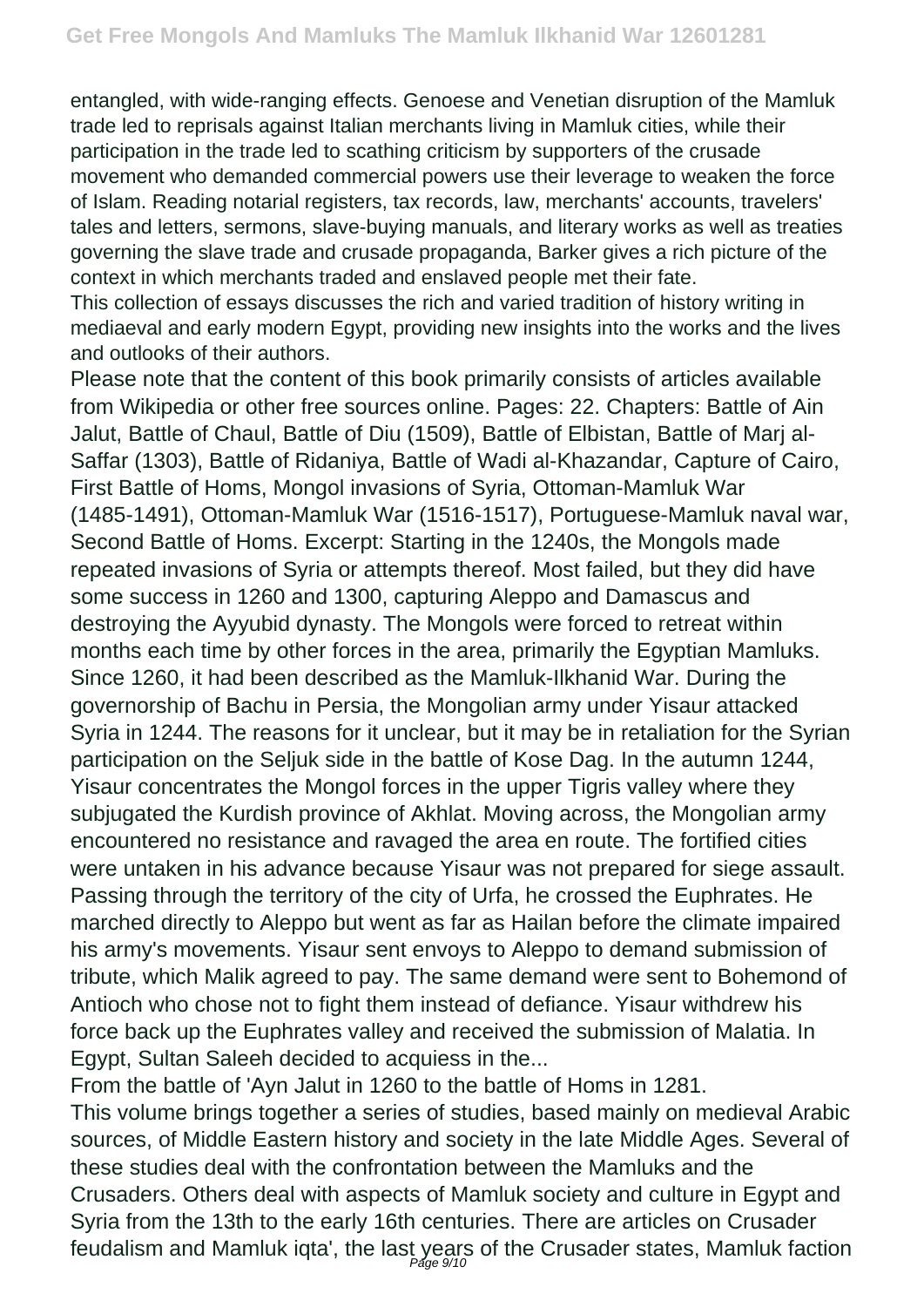entangled, with wide-ranging effects. Genoese and Venetian disruption of the Mamluk trade led to reprisals against Italian merchants living in Mamluk cities, while their participation in the trade led to scathing criticism by supporters of the crusade movement who demanded commercial powers use their leverage to weaken the force of Islam. Reading notarial registers, tax records, law, merchants' accounts, travelers' tales and letters, sermons, slave-buying manuals, and literary works as well as treaties governing the slave trade and crusade propaganda, Barker gives a rich picture of the context in which merchants traded and enslaved people met their fate.

This collection of essays discusses the rich and varied tradition of history writing in mediaeval and early modern Egypt, providing new insights into the works and the lives and outlooks of their authors.

Please note that the content of this book primarily consists of articles available from Wikipedia or other free sources online. Pages: 22. Chapters: Battle of Ain Jalut, Battle of Chaul, Battle of Diu (1509), Battle of Elbistan, Battle of Marj al-Saffar (1303), Battle of Ridaniya, Battle of Wadi al-Khazandar, Capture of Cairo, First Battle of Homs, Mongol invasions of Syria, Ottoman-Mamluk War (1485-1491), Ottoman-Mamluk War (1516-1517), Portuguese-Mamluk naval war, Second Battle of Homs. Excerpt: Starting in the 1240s, the Mongols made repeated invasions of Syria or attempts thereof. Most failed, but they did have some success in 1260 and 1300, capturing Aleppo and Damascus and destroying the Ayyubid dynasty. The Mongols were forced to retreat within months each time by other forces in the area, primarily the Egyptian Mamluks. Since 1260, it had been described as the Mamluk-Ilkhanid War. During the governorship of Bachu in Persia, the Mongolian army under Yisaur attacked Syria in 1244. The reasons for it unclear, but it may be in retaliation for the Syrian participation on the Seljuk side in the battle of Kose Dag. In the autumn 1244, Yisaur concentrates the Mongol forces in the upper Tigris valley where they subjugated the Kurdish province of Akhlat. Moving across, the Mongolian army encountered no resistance and ravaged the area en route. The fortified cities were untaken in his advance because Yisaur was not prepared for siege assault. Passing through the territory of the city of Urfa, he crossed the Euphrates. He marched directly to Aleppo but went as far as Hailan before the climate impaired his army's movements. Yisaur sent envoys to Aleppo to demand submission of tribute, which Malik agreed to pay. The same demand were sent to Bohemond of Antioch who chose not to fight them instead of defiance. Yisaur withdrew his force back up the Euphrates valley and received the submission of Malatia. In Egypt, Sultan Saleeh decided to acquiess in the...

From the battle of 'Ayn Jalut in 1260 to the battle of Homs in 1281.

This volume brings together a series of studies, based mainly on medieval Arabic sources, of Middle Eastern history and society in the late Middle Ages. Several of these studies deal with the confrontation between the Mamluks and the Crusaders. Others deal with aspects of Mamluk society and culture in Egypt and Syria from the 13th to the early 16th centuries. There are articles on Crusader feudalism and Mamluk iqta', the last years of the Crusader states, Mamluk faction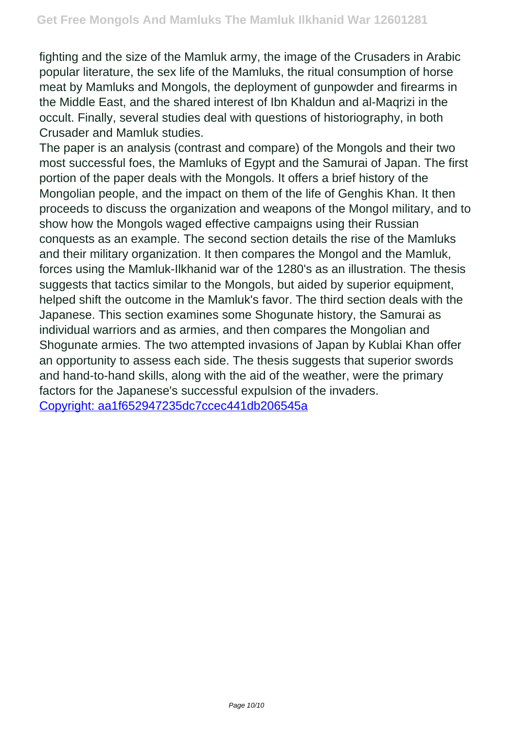fighting and the size of the Mamluk army, the image of the Crusaders in Arabic popular literature, the sex life of the Mamluks, the ritual consumption of horse meat by Mamluks and Mongols, the deployment of gunpowder and firearms in the Middle East, and the shared interest of Ibn Khaldun and al-Maqrizi in the occult. Finally, several studies deal with questions of historiography, in both Crusader and Mamluk studies.

The paper is an analysis (contrast and compare) of the Mongols and their two most successful foes, the Mamluks of Egypt and the Samurai of Japan. The first portion of the paper deals with the Mongols. It offers a brief history of the Mongolian people, and the impact on them of the life of Genghis Khan. It then proceeds to discuss the organization and weapons of the Mongol military, and to show how the Mongols waged effective campaigns using their Russian conquests as an example. The second section details the rise of the Mamluks and their military organization. It then compares the Mongol and the Mamluk, forces using the Mamluk-Ilkhanid war of the 1280's as an illustration. The thesis suggests that tactics similar to the Mongols, but aided by superior equipment, helped shift the outcome in the Mamluk's favor. The third section deals with the Japanese. This section examines some Shogunate history, the Samurai as individual warriors and as armies, and then compares the Mongolian and Shogunate armies. The two attempted invasions of Japan by Kublai Khan offer an opportunity to assess each side. The thesis suggests that superior swords and hand-to-hand skills, along with the aid of the weather, were the primary factors for the Japanese's successful expulsion of the invaders.

Copyright: aa1f652947235dc7ccec441db206545a